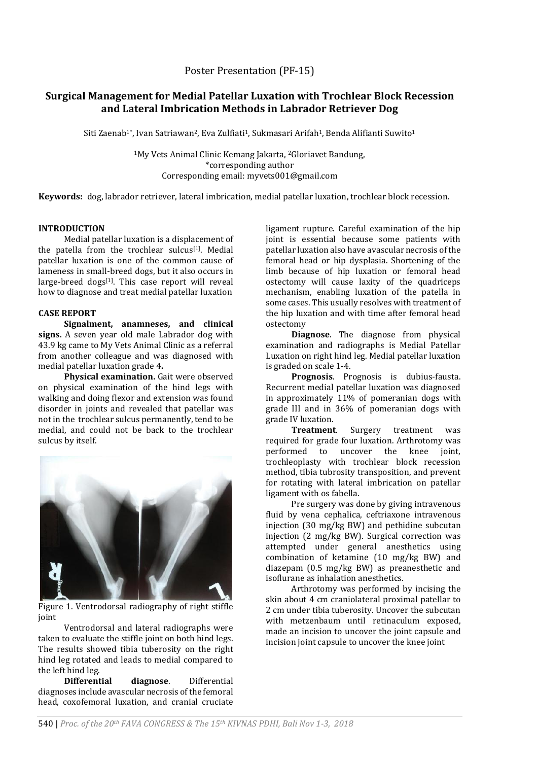Poster Presentation (PF-15)

# Surgical Management for Medial Patellar Luxation with Trochlear Block Recession and Lateral Imbrication Methods in Labrador Retriever Dog

Siti Zaenab[1*], Ivan Satriawan[2], Eva Zulfiati[1], Sukmasari Arifah[1], Benda Alifianti Suwito[1]

[1]My Vets Animal Clinic Kemang Jakarta, [2]Gloriavet Bandung,
*corresponding author
Corresponding email: myvets001@gmail.com

**Keywords:** dog, labrador retriever, lateral imbrication, medial patellar luxation, trochlear block recession.

## INTRODUCTION

Medial patellar luxation is a displacement of the patella from the trochlear sulcus[1]. Medial patellar luxation is one of the common cause of lameness in small-breed dogs, but it also occurs in large-breed dogs[1]. This case report will reveal how to diagnose and treat medial patellar luxation

## CASE REPORT

**Signalment, anamneses, and clinical signs.** A seven year old male Labrador dog with 43.9 kg came to My Vets Animal Clinic as a referral from another colleague and was diagnosed with medial patellar luxation grade 4**.**

**Physical examination.** Gait were observed on physical examination of the hind legs with walking and doing flexor and extension was found disorder in joints and revealed that patellar was not in the trochlear sulcus permanently, tend to be medial, and could not be back to the trochlear sulcus by itself.

Figure 1. Ventrodorsal radiography of right stiffle joint

Ventrodorsal and lateral radiographs were taken to evaluate the stiffle joint on both hind legs. The results showed tibia tuberosity on the right hind leg rotated and leads to medial compared to the left hind leg.

**Differential diagnose**. Differential diagnoses include avascular necrosis of the femoral head, coxofemoral luxation, and cranial cruciate ligament rupture. Careful examination of the hip joint is essential because some patients with patellar luxation also have avascular necrosis of the femoral head or hip dysplasia. Shortening of the limb because of hip luxation or femoral head ostectomy will cause laxity of the quadriceps mechanism, enabling luxation of the patella in some cases. This usually resolves with treatment of the hip luxation and with time after femoral head ostectomy

**Diagnose**. The diagnose from physical examination and radiographs is Medial Patellar Luxation on right hind leg. Medial patellar luxation is graded on scale 1-4.

**Prognosis**. Prognosis is dubius-fausta. Recurrent medial patellar luxation was diagnosed in approximately 11% of pomeranian dogs with grade III and in 36% of pomeranian dogs with grade IV luxation.

**Treatment**. Surgery treatment was required for grade four luxation. Arthrotomy was performed to uncover the knee joint, trochleoplasty with trochlear block recession method, tibia tubrosity transposition, and prevent for rotating with lateral imbrication on patellar ligament with os fabella.

Pre surgery was done by giving intravenous fluid by vena cephalica, ceftriaxone intravenous injection (30 mg/kg BW) and pethidine subcutan injection (2 mg/kg BW). Surgical correction was attempted under general anesthetics using combination of ketamine (10 mg/kg BW) and diazepam (0.5 mg/kg BW) as preanesthetic and isoflurane as inhalation anesthetics.

Arthrotomy was performed by incising the skin about 4 cm craniolateral proximal patellar to 2 cm under tibia tuberosity. Uncover the subcutan with metzenbaum until retinaculum exposed, made an incision to uncover the joint capsule and incision joint capsule to uncover the knee joint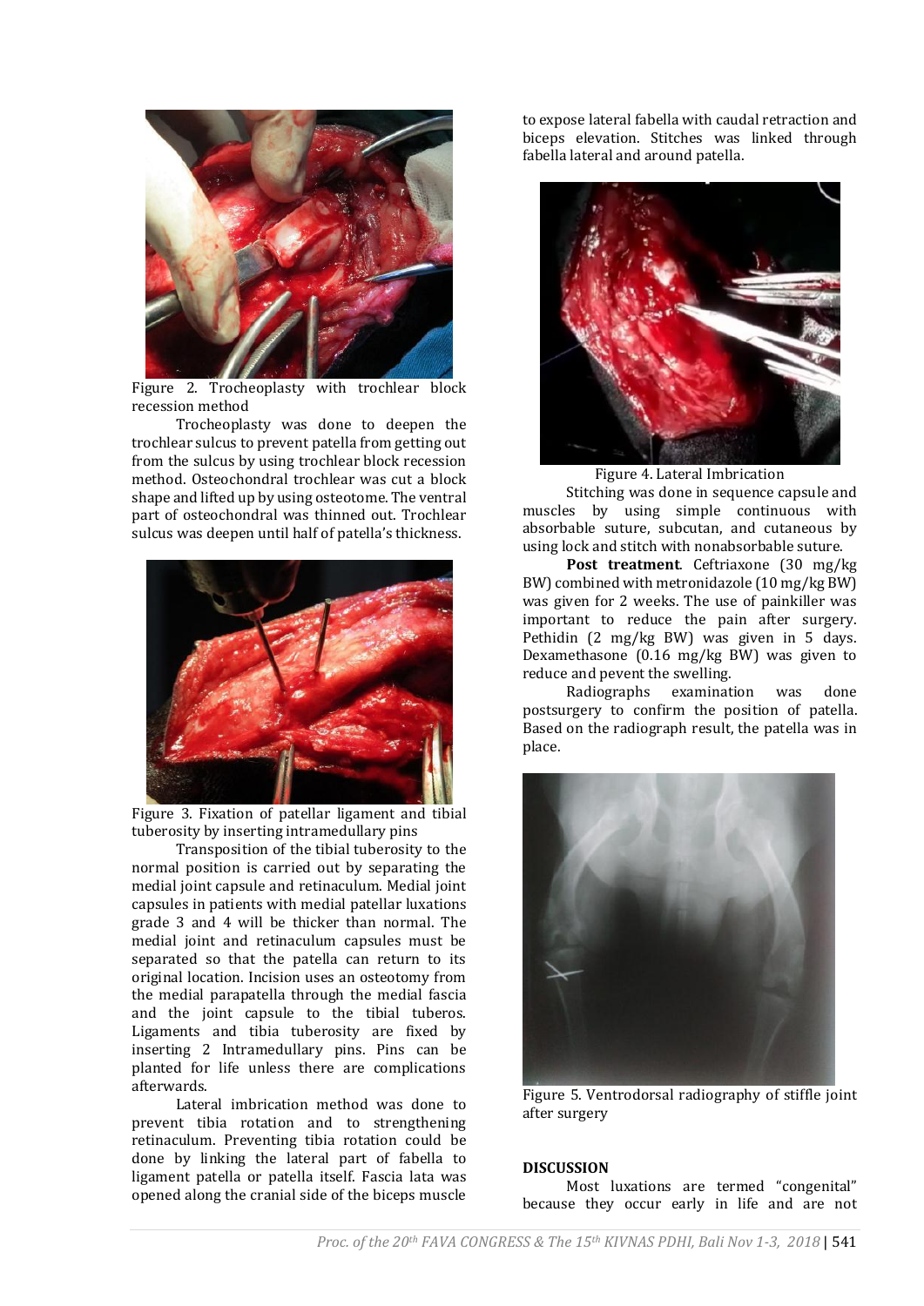Figure 2. Trocheoplasty with trochlear block recession method

Trocheoplasty was done to deepen the trochlear sulcus to prevent patella from getting out from the sulcus by using trochlear block recession method. Osteochondral trochlear was cut a block shape and lifted up by using osteotome. The ventral part of osteochondral was thinned out. Trochlear sulcus was deepen until half of patella's thickness.

Figure 3. Fixation of patellar ligament and tibial tuberosity by inserting intramedullary pins

Transposition of the tibial tuberosity to the normal position is carried out by separating the medial joint capsule and retinaculum. Medial joint capsules in patients with medial patellar luxations grade 3 and 4 will be thicker than normal. The medial joint and retinaculum capsules must be separated so that the patella can return to its original location. Incision uses an osteotomy from the medial parapatella through the medial fascia and the joint capsule to the tibial tuberos. Ligaments and tibia tuberosity are fixed by inserting 2 Intramedullary pins. Pins can be planted for life unless there are complications afterwards.

Lateral imbrication method was done to prevent tibia rotation and to strengthening retinaculum. Preventing tibia rotation could be done by linking the lateral part of fabella to ligament patella or patella itself. Fascia lata was opened along the cranial side of the biceps muscle to expose lateral fabella with caudal retraction and biceps elevation. Stitches was linked through fabella lateral and around patella.

Figure 4. Lateral Imbrication

Stitching was done in sequence capsule and muscles by using simple continuous with absorbable suture, subcutan, and cutaneous by using lock and stitch with nonabsorbable suture.

**Post treatment**. Ceftriaxone (30 mg/kg BW) combined with metronidazole (10 mg/kg BW) was given for 2 weeks. The use of painkiller was important to reduce the pain after surgery. Pethidin (2 mg/kg BW) was given in 5 days. Dexamethasone (0.16 mg/kg BW) was given to reduce and pevent the swelling.

Radiographs examination was done postsurgery to confirm the position of patella. Based on the radiograph result, the patella was in place.

Figure 5. Ventrodorsal radiography of stiffle joint after surgery

## DISCUSSION

Most luxations are termed "congenital" because they occur early in life and are not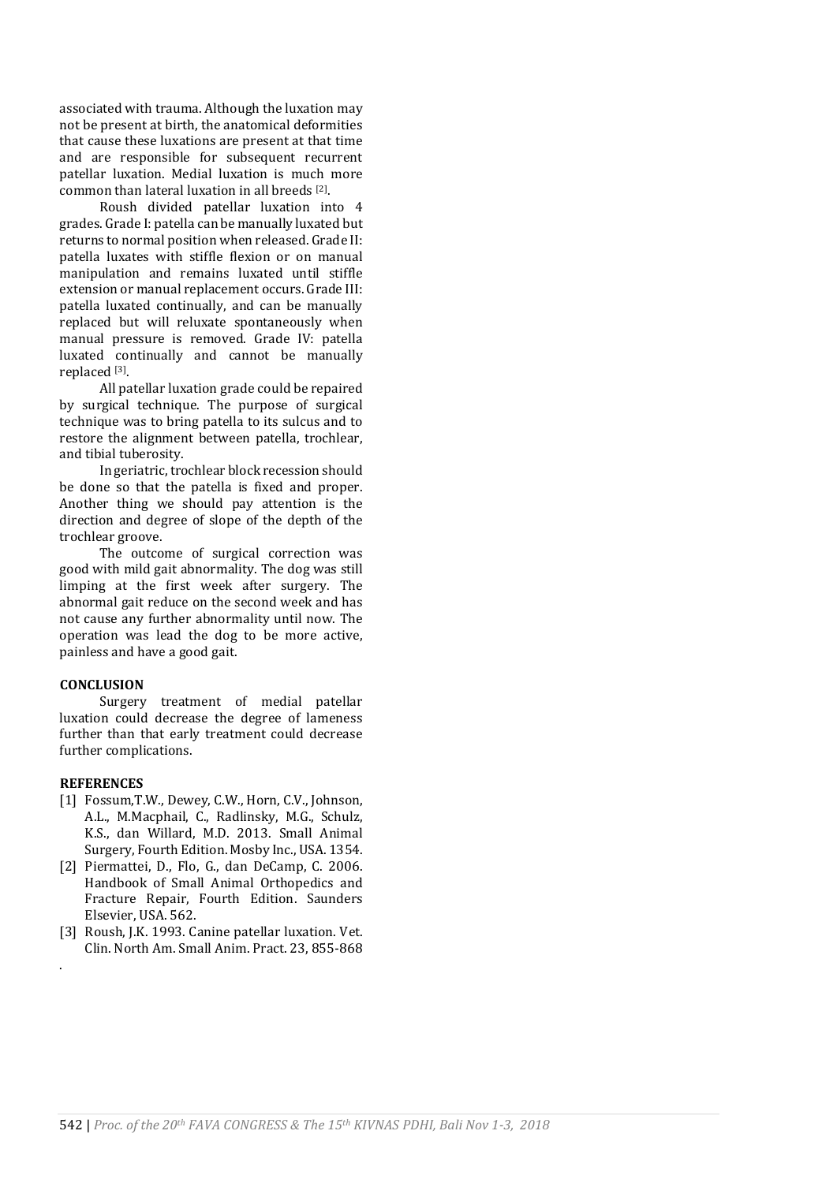associated with trauma. Although the luxation may not be present at birth, the anatomical deformities that cause these luxations are present at that time and are responsible for subsequent recurrent patellar luxation. Medial luxation is much more common than lateral luxation in all breeds [2].

Roush divided patellar luxation into 4 grades. Grade I: patella can be manually luxated but returns to normal position when released. Grade II: patella luxates with stiffle flexion or on manual manipulation and remains luxated until stiffle extension or manual replacement occurs. Grade III: patella luxated continually, and can be manually replaced but will reluxate spontaneously when manual pressure is removed. Grade IV: patella luxated continually and cannot be manually replaced [3].

All patellar luxation grade could be repaired by surgical technique. The purpose of surgical technique was to bring patella to its sulcus and to restore the alignment between patella, trochlear, and tibial tuberosity.

In geriatric, trochlear block recession should be done so that the patella is fixed and proper. Another thing we should pay attention is the direction and degree of slope of the depth of the trochlear groove.

The outcome of surgical correction was good with mild gait abnormality. The dog was still limping at the first week after surgery. The abnormal gait reduce on the second week and has not cause any further abnormality until now. The operation was lead the dog to be more active, painless and have a good gait.

**CONCLUSION**

Surgery treatment of medial patellar luxation could decrease the degree of lameness further than that early treatment could decrease further complications.

**REFERENCES**

[1] Fossum,T.W., Dewey, C.W., Horn, C.V., Johnson, A.L., M.Macphail, C., Radlinsky, M.G., Schulz, K.S., dan Willard, M.D. 2013. Small Animal Surgery, Fourth Edition. Mosby Inc., USA. 1354.

[2] Piermattei, D., Flo, G., dan DeCamp, C. 2006. Handbook of Small Animal Orthopedics and Fracture Repair, Fourth Edition. Saunders Elsevier, USA. 562.

[3] Roush, J.K. 1993. Canine patellar luxation. Vet. Clin. North Am. Small Anim. Pract. 23, 855-868